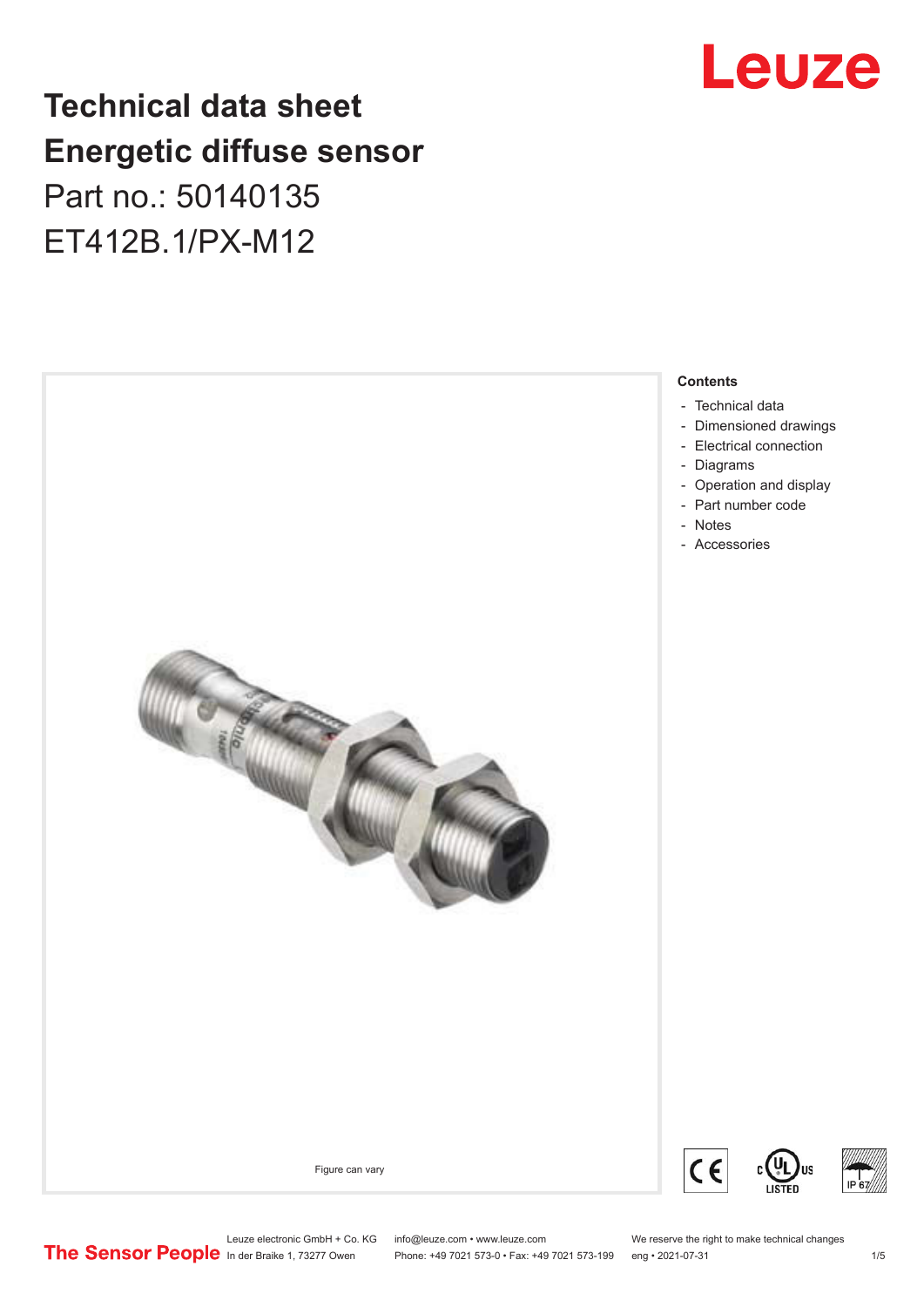# Technical data sheet
# Energetic diffuse sensor
## Part no.: 50140135
## ET412B.1/PX-M12

Figure can vary

**Contents**

- Technical data
- Dimensioned drawings
- Electrical connection
- Diagrams
- Operation and display
- Part number code
- Notes
- Accessories

Leuze electronic GmbH + Co. KG
In der Braike 1, 73277 Owen

info@leuze.com • www.leuze.com
Phone: +49 7021 573-0 • Fax: +49 7021 573-199

We reserve the right to make technical changes
eng • 2021-07-31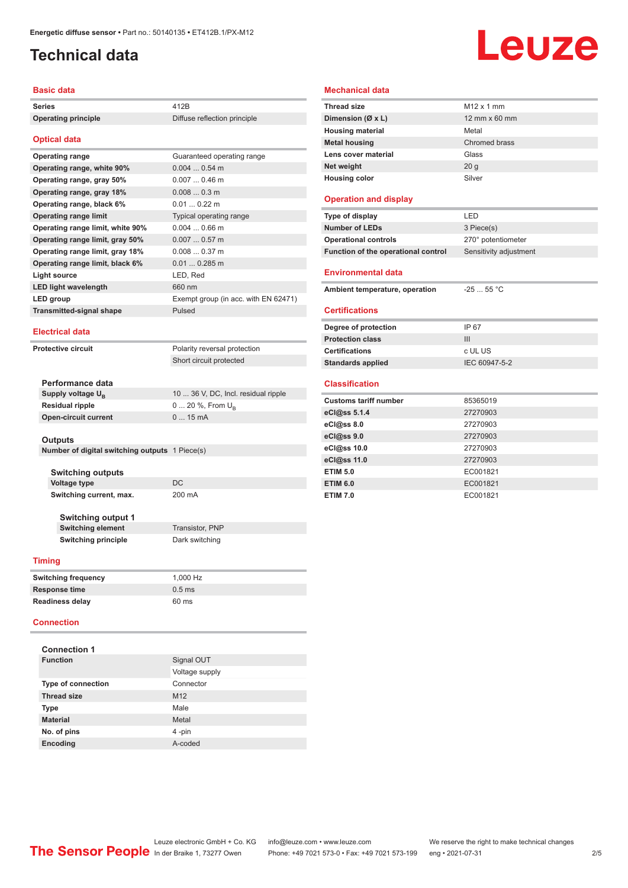# Technical data

## Basic data

| | |
|---|---|
| **Series** | 412B |
| **Operating principle** | Diffuse reflection principle |

## Optical data

| | |
|---|---|
| **Operating range** | Guaranteed operating range |
| **Operating range, white 90%** | 0.004 ... 0.54 m |
| **Operating range, gray 50%** | 0.007 ... 0.46 m |
| **Operating range, gray 18%** | 0.008 ... 0.3 m |
| **Operating range, black 6%** | 0.01 ... 0.22 m |
| **Operating range limit** | Typical operating range |
| **Operating range limit, white 90%** | 0.004 ... 0.66 m |
| **Operating range limit, gray 50%** | 0.007 ... 0.57 m |
| **Operating range limit, gray 18%** | 0.008 ... 0.37 m |
| **Operating range limit, black 6%** | 0.01 ... 0.285 m |
| **Light source** | LED, Red |
| **LED light wavelength** | 660 nm |
| **LED group** | Exempt group (in acc. with EN 62471) |
| **Transmitted-signal shape** | Pulsed |

## Electrical data

| | |
|---|---|
| **Protective circuit** | Polarity reversal protection |
| | Short circuit protected |

### Performance data

| | |
|---|---|
| **Supply voltage $U_B$** | 10 ... 36 V, DC, Incl. residual ripple |
| **Residual ripple** | 0 ... 20 %, From $U_B$ |
| **Open-circuit current** | 0 ... 15 mA |

### Outputs

| | |
|---|---|
| **Number of digital switching outputs** | 1 Piece(s) |

### Switching outputs

| | |
|---|---|
| **Voltage type** | DC |
| **Switching current, max.** | 200 mA |

### Switching output 1

| | |
|---|---|
| **Switching element** | Transistor, PNP |
| **Switching principle** | Dark switching |

## Timing

| | |
|---|---|
| **Switching frequency** | 1,000 Hz |
| **Response time** | 0.5 ms |
| **Readiness delay** | 60 ms |

## Connection

### Connection 1

| | |
|---|---|
| **Function** | Signal OUT |
| | Voltage supply |
| **Type of connection** | Connector |
| **Thread size** | M12 |
| **Type** | Male |
| **Material** | Metal |
| **No. of pins** | 4 -pin |
| **Encoding** | A-coded |

## Mechanical data

| | |
|---|---|
| **Thread size** | M12 x 1 mm |
| **Dimension (Ø x L)** | 12 mm x 60 mm |
| **Housing material** | Metal |
| **Metal housing** | Chromed brass |
| **Lens cover material** | Glass |
| **Net weight** | 20 g |
| **Housing color** | Silver |

## Operation and display

| | |
|---|---|
| **Type of display** | LED |
| **Number of LEDs** | 3 Piece(s) |
| **Operational controls** | 270° potentiometer |
| **Function of the operational control** | Sensitivity adjustment |

## Environmental data

| | |
|---|---|
| **Ambient temperature, operation** | -25 ... 55 °C |

## Certifications

| | |
|---|---|
| **Degree of protection** | IP 67 |
| **Protection class** | III |
| **Certifications** | c UL US |
| **Standards applied** | IEC 60947-5-2 |

## Classification

| | |
|---|---|
| **Customs tariff number** | 85365019 |
| **eCl@ss 5.1.4** | 27270903 |
| **eCl@ss 8.0** | 27270903 |
| **eCl@ss 9.0** | 27270903 |
| **eCl@ss 10.0** | 27270903 |
| **eCl@ss 11.0** | 27270903 |
| **ETIM 5.0** | EC001821 |
| **ETIM 6.0** | EC001821 |
| **ETIM 7.0** | EC001821 |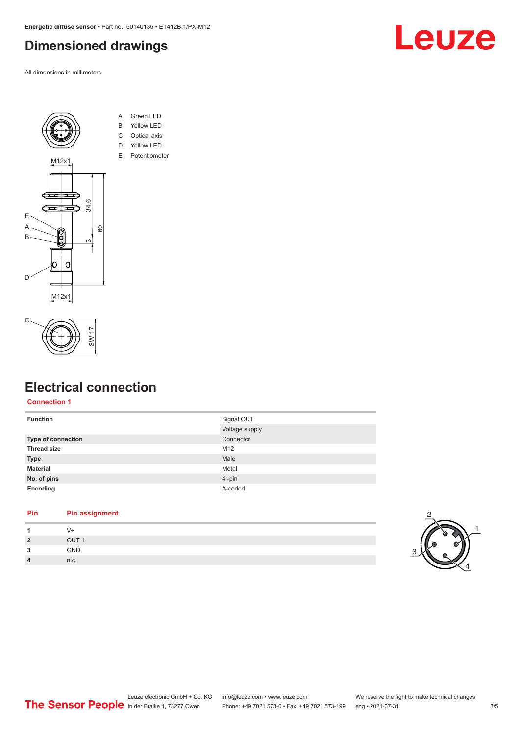## Dimensioned drawings

All dimensions in millimeters

A Green LED
B Yellow LED
C Optical axis
D Yellow LED
E Potentiometer

## Electrical connection

### Connection 1

| | |
|---|---|
| **Function** | Signal OUT<br>Voltage supply |
| **Type of connection** | Connector |
| **Thread size** | M12 |
| **Type** | Male |
| **Material** | Metal |
| **No. of pins** | 4 -pin |
| **Encoding** | A-coded |

| Pin | Pin assignment |
|---|---|
| **1** | V+ |
| **2** | OUT 1 |
| **3** | GND |
| **4** | n.c. |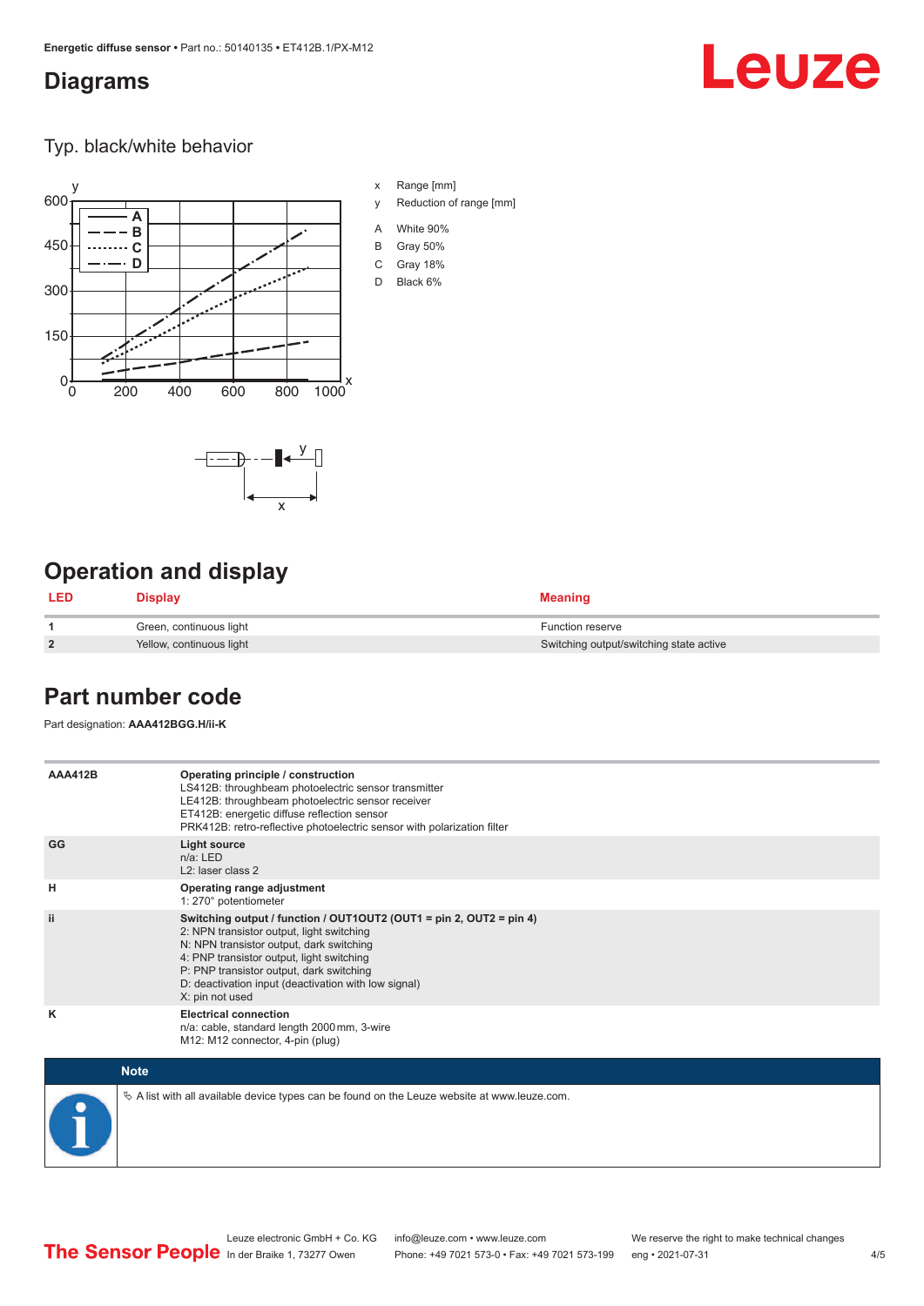## Diagrams

### Typ. black/white behavior

x Range [mm]

y Reduction of range [mm]

A White 90%

B Gray 50%

C Gray 18%

D Black 6%

## Operation and display

| LED | Display | Meaning |
|---|---|---|
| 1 | Green, continuous light | Function reserve |
| 2 | Yellow, continuous light | Switching output/switching state active |

## Part number code

Part designation: **AAA412BGG.H/ii-K**

| | |
|---|---|
| **AAA412B** | **Operating principle / construction**<br>LS412B: throughbeam photoelectric sensor transmitter<br>LE412B: throughbeam photoelectric sensor receiver<br>ET412B: energetic diffuse reflection sensor<br>PRK412B: retro-reflective photoelectric sensor with polarization filter |
| **GG** | **Light source**<br>n/a: LED<br>L2: laser class 2 |
| **H** | **Operating range adjustment**<br>1: 270° potentiometer |
| **ii** | **Switching output / function / OUT1OUT2 (OUT1 = pin 2, OUT2 = pin 4)**<br>2: NPN transistor output, light switching<br>N: NPN transistor output, dark switching<br>4: PNP transistor output, light switching<br>P: PNP transistor output, dark switching<br>D: deactivation input (deactivation with low signal)<br>X: pin not used |
| **K** | **Electrical connection**<br>n/a: cable, standard length 2000 mm, 3-wire<br>M12: M12 connector, 4-pin (plug) |

**Note**

↳ A list with all available device types can be found on the Leuze website at www.leuze.com.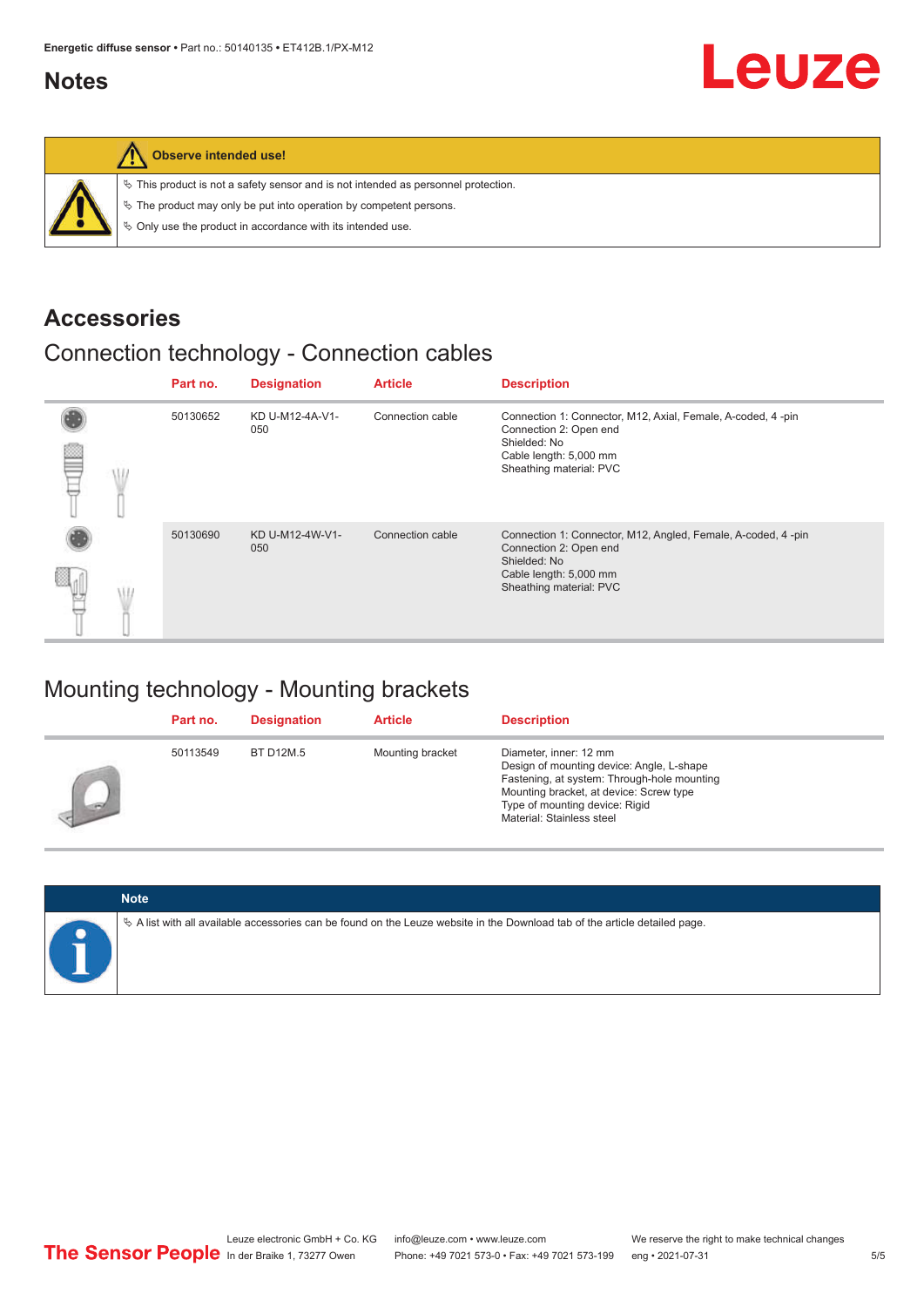## Notes

**Observe intended use!**

- ↳ This product is not a safety sensor and is not intended as personnel protection.
- ↳ The product may only be put into operation by competent persons.
- ↳ Only use the product in accordance with its intended use.

## Accessories

### Connection technology - Connection cables

| | Part no. | Designation | Article | Description |
|---|---|---|---|---|
| | 50130652 | KD U-M12-4A-V1-050 | Connection cable | Connection 1: Connector, M12, Axial, Female, A-coded, 4 -pin<br>Connection 2: Open end<br>Shielded: No<br>Cable length: 5,000 mm<br>Sheathing material: PVC |
| | 50130690 | KD U-M12-4W-V1-050 | Connection cable | Connection 1: Connector, M12, Angled, Female, A-coded, 4 -pin<br>Connection 2: Open end<br>Shielded: No<br>Cable length: 5,000 mm<br>Sheathing material: PVC |

### Mounting technology - Mounting brackets

| | Part no. | Designation | Article | Description |
|---|---|---|---|---|
| | 50113549 | BT D12M.5 | Mounting bracket | Diameter, inner: 12 mm<br>Design of mounting device: Angle, L-shape<br>Fastening, at system: Through-hole mounting<br>Mounting bracket, at device: Screw type<br>Type of mounting device: Rigid<br>Material: Stainless steel |

**Note**

- ↳ A list with all available accessories can be found on the Leuze website in the Download tab of the article detailed page.